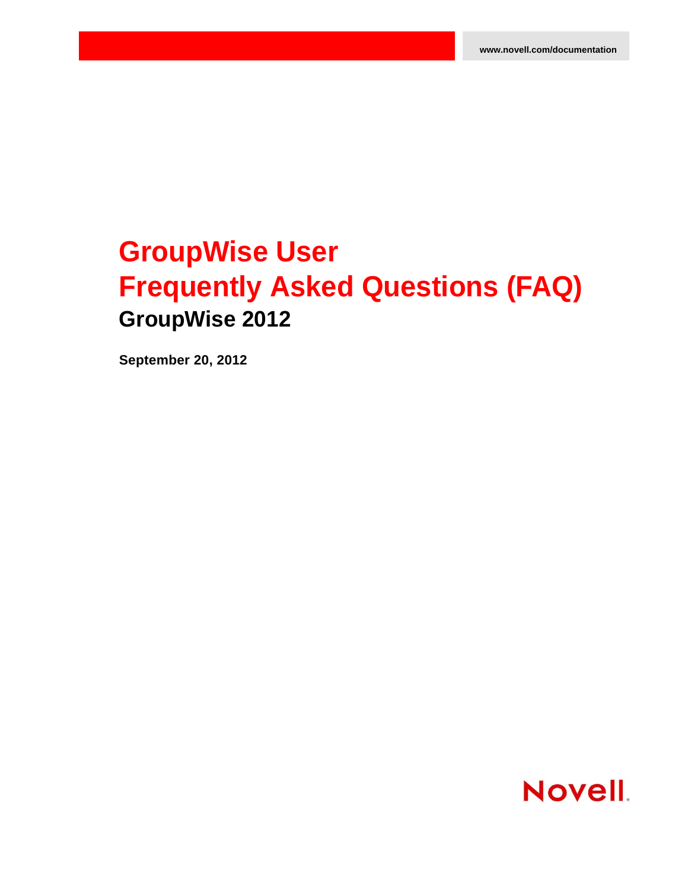www.novell.com/documentation

# GroupWise User Frequently Asked Questions (FAQ)

## GroupWise 2012

**September 20, 2012**

Novell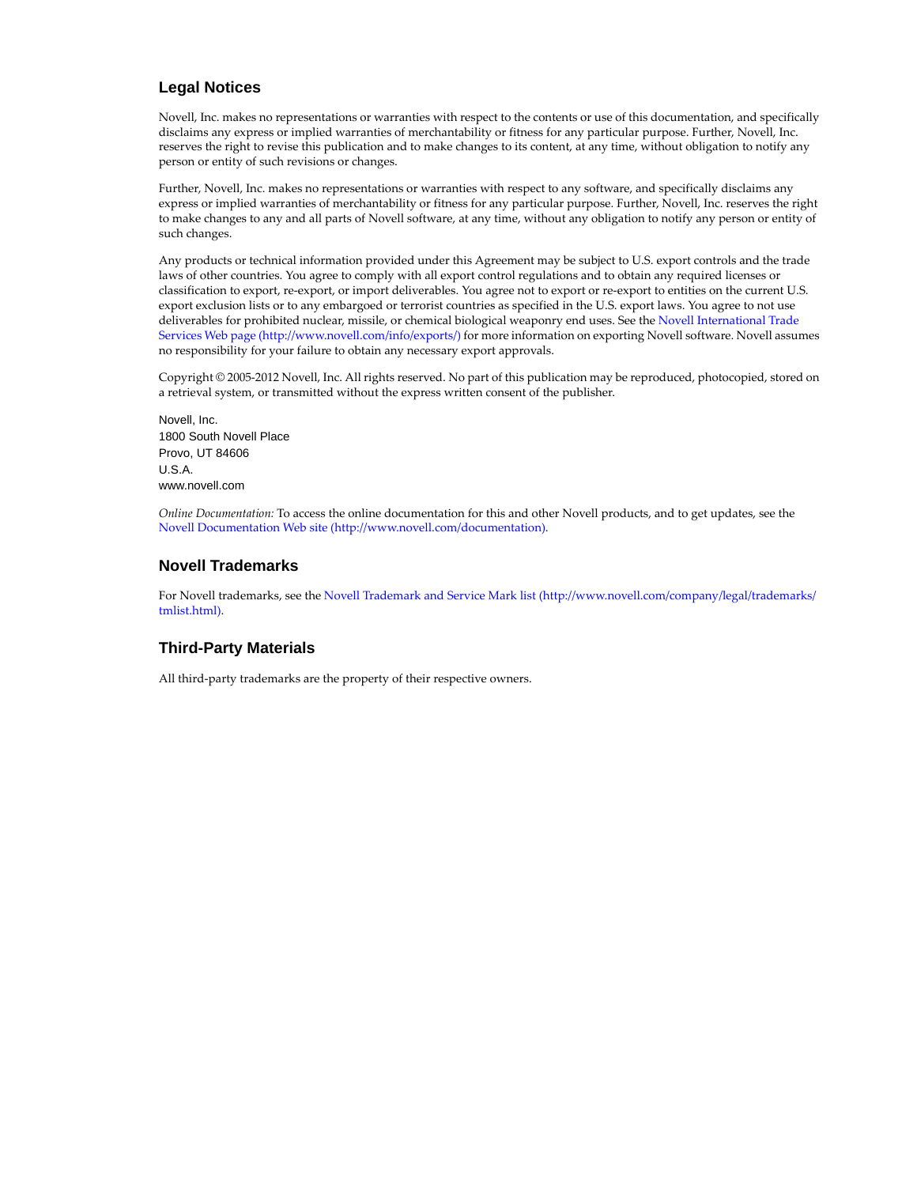## Legal Notices

Novell, Inc. makes no representations or warranties with respect to the contents or use of this documentation, and specifically disclaims any express or implied warranties of merchantability or fitness for any particular purpose. Further, Novell, Inc. reserves the right to revise this publication and to make changes to its content, at any time, without obligation to notify any person or entity of such revisions or changes.

Further, Novell, Inc. makes no representations or warranties with respect to any software, and specifically disclaims any express or implied warranties of merchantability or fitness for any particular purpose. Further, Novell, Inc. reserves the right to make changes to any and all parts of Novell software, at any time, without any obligation to notify any person or entity of such changes.

Any products or technical information provided under this Agreement may be subject to U.S. export controls and the trade laws of other countries. You agree to comply with all export control regulations and to obtain any required licenses or classification to export, re-export, or import deliverables. You agree not to export or re-export to entities on the current U.S. export exclusion lists or to any embargoed or terrorist countries as specified in the U.S. export laws. You agree to not use deliverables for prohibited nuclear, missile, or chemical biological weaponry end uses. See the Novell International Trade Services Web page (http://www.novell.com/info/exports/) for more information on exporting Novell software. Novell assumes no responsibility for your failure to obtain any necessary export approvals.

Copyright © 2005-2012 Novell, Inc. All rights reserved. No part of this publication may be reproduced, photocopied, stored on a retrieval system, or transmitted without the express written consent of the publisher.

Novell, Inc.
1800 South Novell Place
Provo, UT 84606
U.S.A.
www.novell.com

*Online Documentation:* To access the online documentation for this and other Novell products, and to get updates, see the Novell Documentation Web site (http://www.novell.com/documentation).

## Novell Trademarks

For Novell trademarks, see the Novell Trademark and Service Mark list (http://www.novell.com/company/legal/trademarks/tmlist.html).

## Third-Party Materials

All third-party trademarks are the property of their respective owners.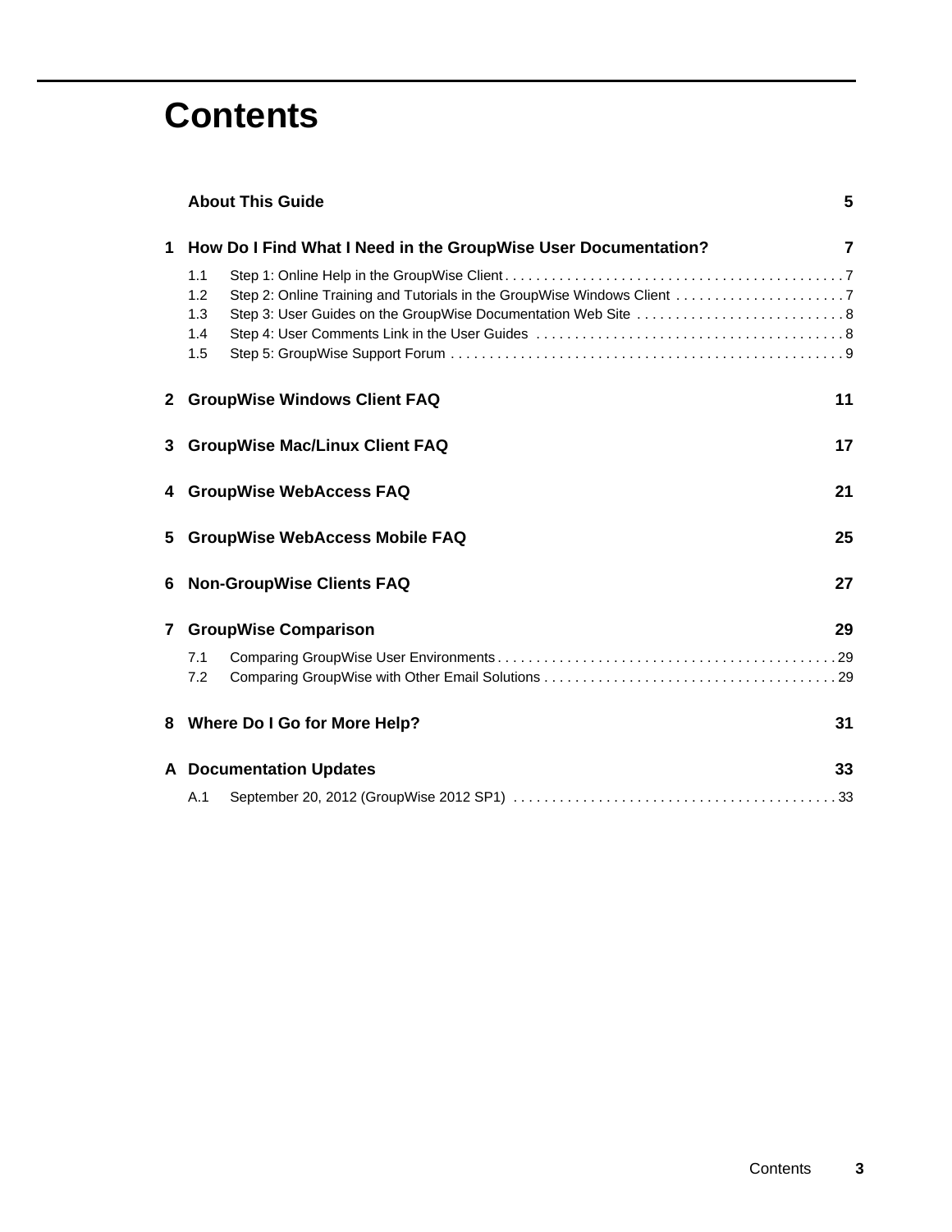# Contents

**About This Guide 5**

**1 How Do I Find What I Need in the GroupWise User Documentation? 7**

- 1.1 Step 1: Online Help in the GroupWise Client . . . . . . . 7
- 1.2 Step 2: Online Training and Tutorials in the GroupWise Windows Client . . . . . . . 7
- 1.3 Step 3: User Guides on the GroupWise Documentation Web Site . . . . . . . 8
- 1.4 Step 4: User Comments Link in the User Guides . . . . . . . 8
- 1.5 Step 5: GroupWise Support Forum . . . . . . . 9

**2 GroupWise Windows Client FAQ 11**

**3 GroupWise Mac/Linux Client FAQ 17**

**4 GroupWise WebAccess FAQ 21**

**5 GroupWise WebAccess Mobile FAQ 25**

**6 Non-GroupWise Clients FAQ 27**

**7 GroupWise Comparison 29**

- 7.1 Comparing GroupWise User Environments . . . . . . . 29
- 7.2 Comparing GroupWise with Other Email Solutions . . . . . . . 29

**8 Where Do I Go for More Help? 31**

**A Documentation Updates 33**

- A.1 September 20, 2012 (GroupWise 2012 SP1) . . . . . . . 33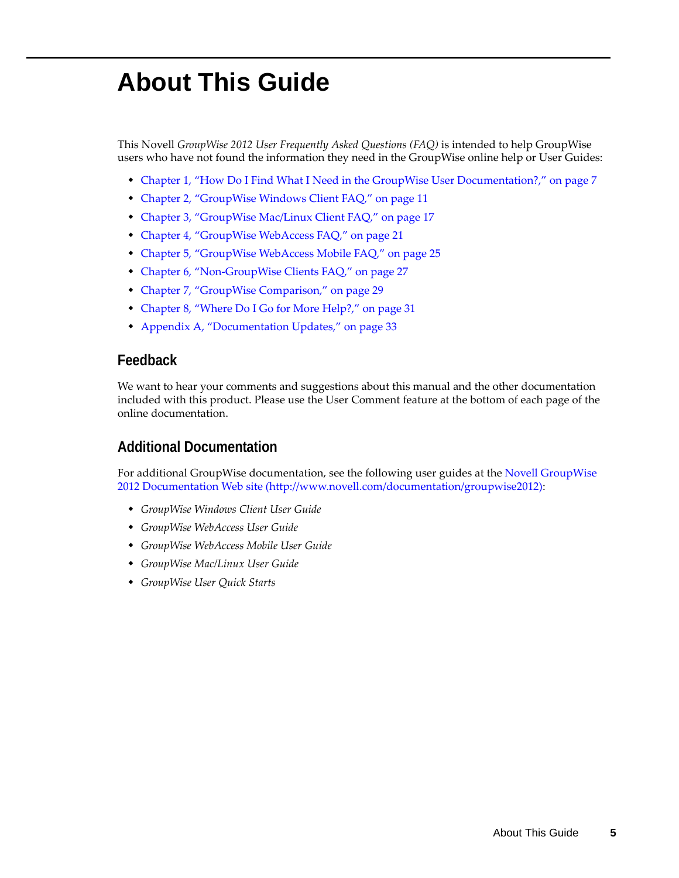# About This Guide

This Novell *GroupWise 2012 User Frequently Asked Questions (FAQ)* is intended to help GroupWise users who have not found the information they need in the GroupWise online help or User Guides:

- Chapter 1, "How Do I Find What I Need in the GroupWise User Documentation?," on page 7
- Chapter 2, "GroupWise Windows Client FAQ," on page 11
- Chapter 3, "GroupWise Mac/Linux Client FAQ," on page 17
- Chapter 4, "GroupWise WebAccess FAQ," on page 21
- Chapter 5, "GroupWise WebAccess Mobile FAQ," on page 25
- Chapter 6, "Non-GroupWise Clients FAQ," on page 27
- Chapter 7, "GroupWise Comparison," on page 29
- Chapter 8, "Where Do I Go for More Help?," on page 31
- Appendix A, "Documentation Updates," on page 33

## Feedback

We want to hear your comments and suggestions about this manual and the other documentation included with this product. Please use the User Comment feature at the bottom of each page of the online documentation.

## Additional Documentation

For additional GroupWise documentation, see the following user guides at the Novell GroupWise 2012 Documentation Web site (http://www.novell.com/documentation/groupwise2012):

- *GroupWise Windows Client User Guide*
- *GroupWise WebAccess User Guide*
- *GroupWise WebAccess Mobile User Guide*
- *GroupWise Mac/Linux User Guide*
- *GroupWise User Quick Starts*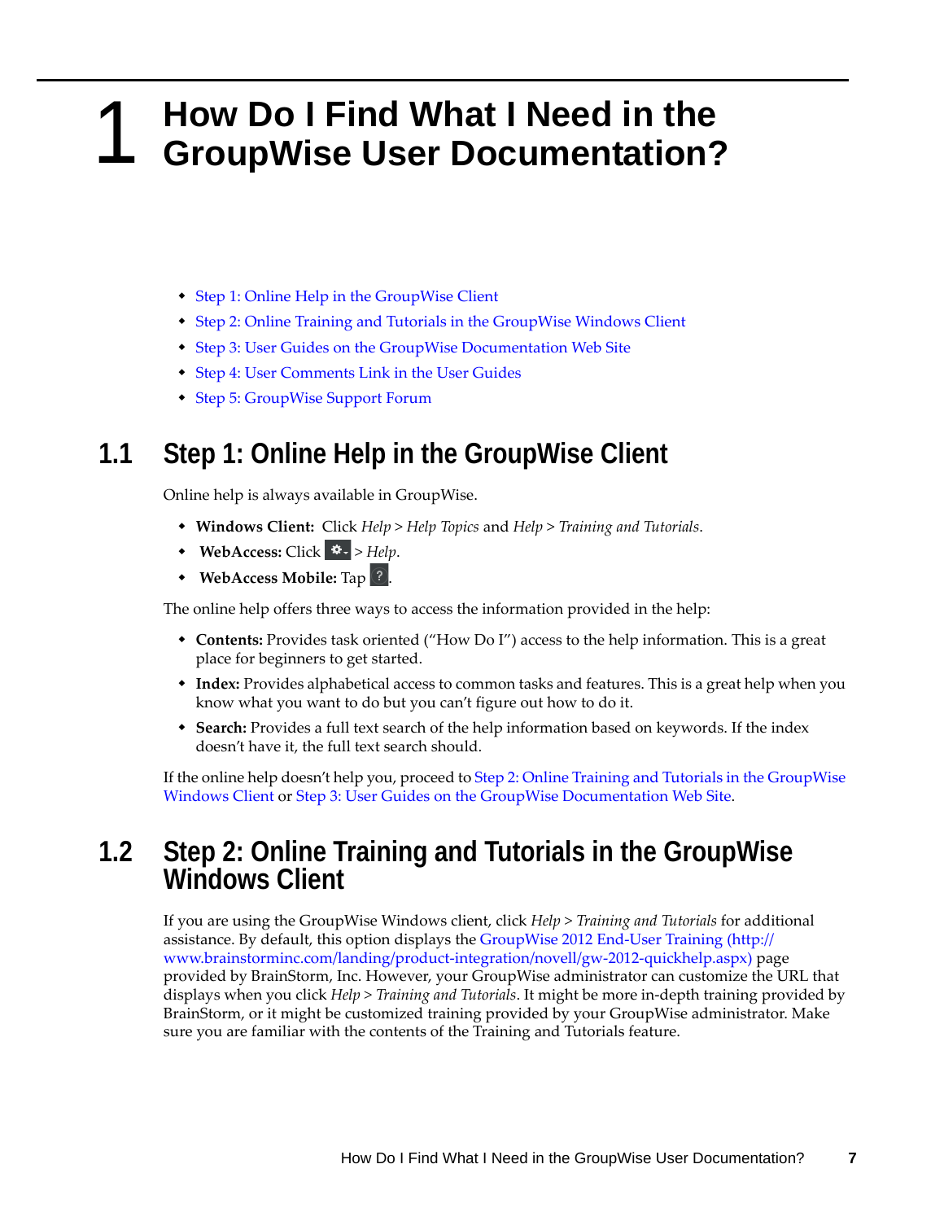# 1 How Do I Find What I Need in the GroupWise User Documentation?

- Step 1: Online Help in the GroupWise Client
- Step 2: Online Training and Tutorials in the GroupWise Windows Client
- Step 3: User Guides on the GroupWise Documentation Web Site
- Step 4: User Comments Link in the User Guides
- Step 5: GroupWise Support Forum

## 1.1 Step 1: Online Help in the GroupWise Client

Online help is always available in GroupWise.

- **Windows Client:** Click *Help* > *Help Topics* and *Help* > *Training and Tutorials*.
- **WebAccess:** Click ⚙ > *Help*.
- **WebAccess Mobile:** Tap ?.

The online help offers three ways to access the information provided in the help:

- **Contents:** Provides task oriented ("How Do I") access to the help information. This is a great place for beginners to get started.
- **Index:** Provides alphabetical access to common tasks and features. This is a great help when you know what you want to do but you can't figure out how to do it.
- **Search:** Provides a full text search of the help information based on keywords. If the index doesn't have it, the full text search should.

If the online help doesn't help you, proceed to Step 2: Online Training and Tutorials in the GroupWise Windows Client or Step 3: User Guides on the GroupWise Documentation Web Site.

## 1.2 Step 2: Online Training and Tutorials in the GroupWise Windows Client

If you are using the GroupWise Windows client, click *Help* > *Training and Tutorials* for additional assistance. By default, this option displays the GroupWise 2012 End-User Training (http://www.brainstorminc.com/landing/product-integration/novell/gw-2012-quickhelp.aspx) page provided by BrainStorm, Inc. However, your GroupWise administrator can customize the URL that displays when you click *Help* > *Training and Tutorials*. It might be more in-depth training provided by BrainStorm, or it might be customized training provided by your GroupWise administrator. Make sure you are familiar with the contents of the Training and Tutorials feature.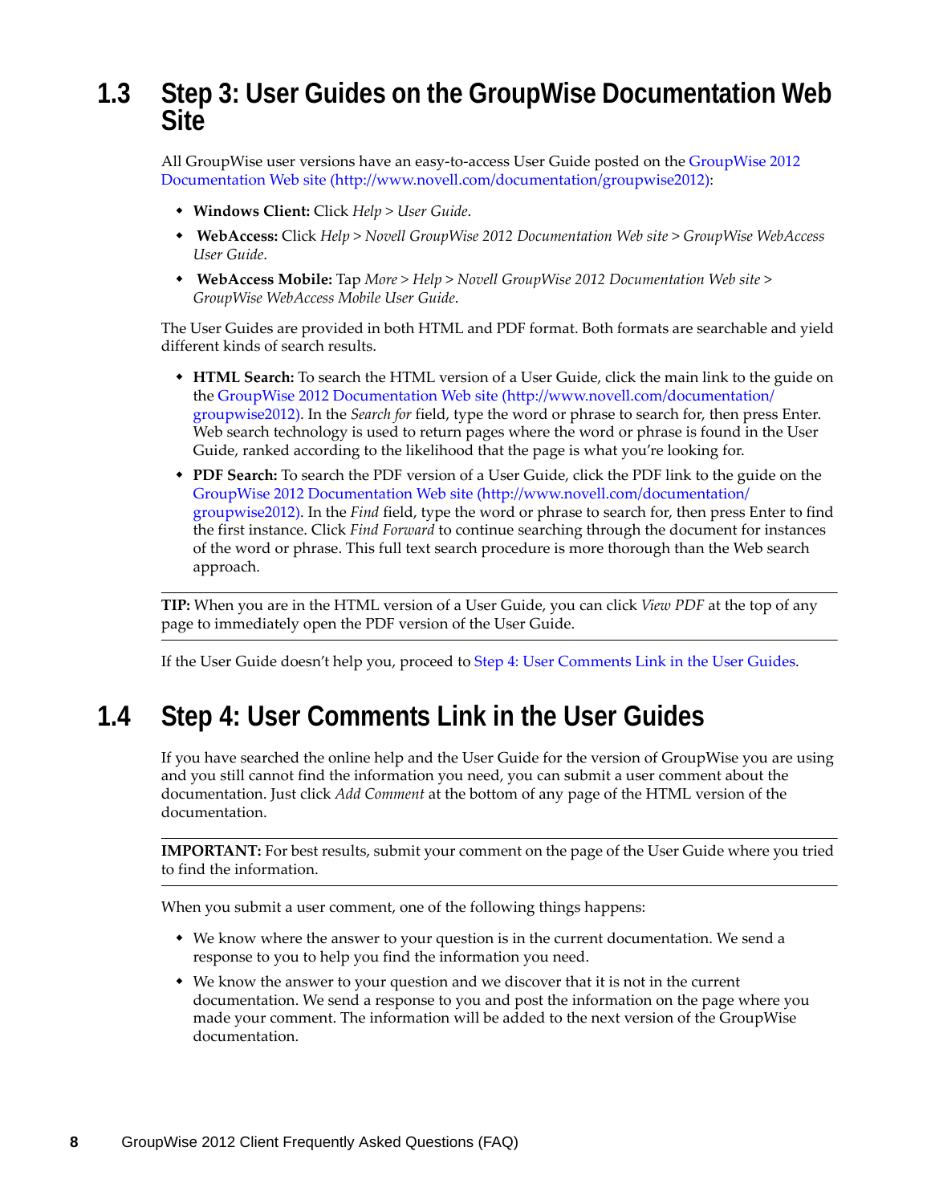## 1.3 Step 3: User Guides on the GroupWise Documentation Web Site

All GroupWise user versions have an easy-to-access User Guide posted on the GroupWise 2012 Documentation Web site (http://www.novell.com/documentation/groupwise2012):

- **Windows Client:** Click *Help* > *User Guide*.
- **WebAccess:** Click *Help* > *Novell GroupWise 2012 Documentation Web site* > *GroupWise WebAccess User Guide*.
- **WebAccess Mobile:** Tap *More* > *Help* > *Novell GroupWise 2012 Documentation Web site* > *GroupWise WebAccess Mobile User Guide*.

The User Guides are provided in both HTML and PDF format. Both formats are searchable and yield different kinds of search results.

- **HTML Search:** To search the HTML version of a User Guide, click the main link to the guide on the GroupWise 2012 Documentation Web site (http://www.novell.com/documentation/groupwise2012). In the *Search for* field, type the word or phrase to search for, then press Enter. Web search technology is used to return pages where the word or phrase is found in the User Guide, ranked according to the likelihood that the page is what you're looking for.
- **PDF Search:** To search the PDF version of a User Guide, click the PDF link to the guide on the GroupWise 2012 Documentation Web site (http://www.novell.com/documentation/groupwise2012). In the *Find* field, type the word or phrase to search for, then press Enter to find the first instance. Click *Find Forward* to continue searching through the document for instances of the word or phrase. This full text search procedure is more thorough than the Web search approach.

---

**TIP:** When you are in the HTML version of a User Guide, you can click *View PDF* at the top of any page to immediately open the PDF version of the User Guide.

---

If the User Guide doesn't help you, proceed to Step 4: User Comments Link in the User Guides.

## 1.4 Step 4: User Comments Link in the User Guides

If you have searched the online help and the User Guide for the version of GroupWise you are using and you still cannot find the information you need, you can submit a user comment about the documentation. Just click *Add Comment* at the bottom of any page of the HTML version of the documentation.

---

**IMPORTANT:** For best results, submit your comment on the page of the User Guide where you tried to find the information.

---

When you submit a user comment, one of the following things happens:

- We know where the answer to your question is in the current documentation. We send a response to you to help you find the information you need.
- We know the answer to your question and we discover that it is not in the current documentation. We send a response to you and post the information on the page where you made your comment. The information will be added to the next version of the GroupWise documentation.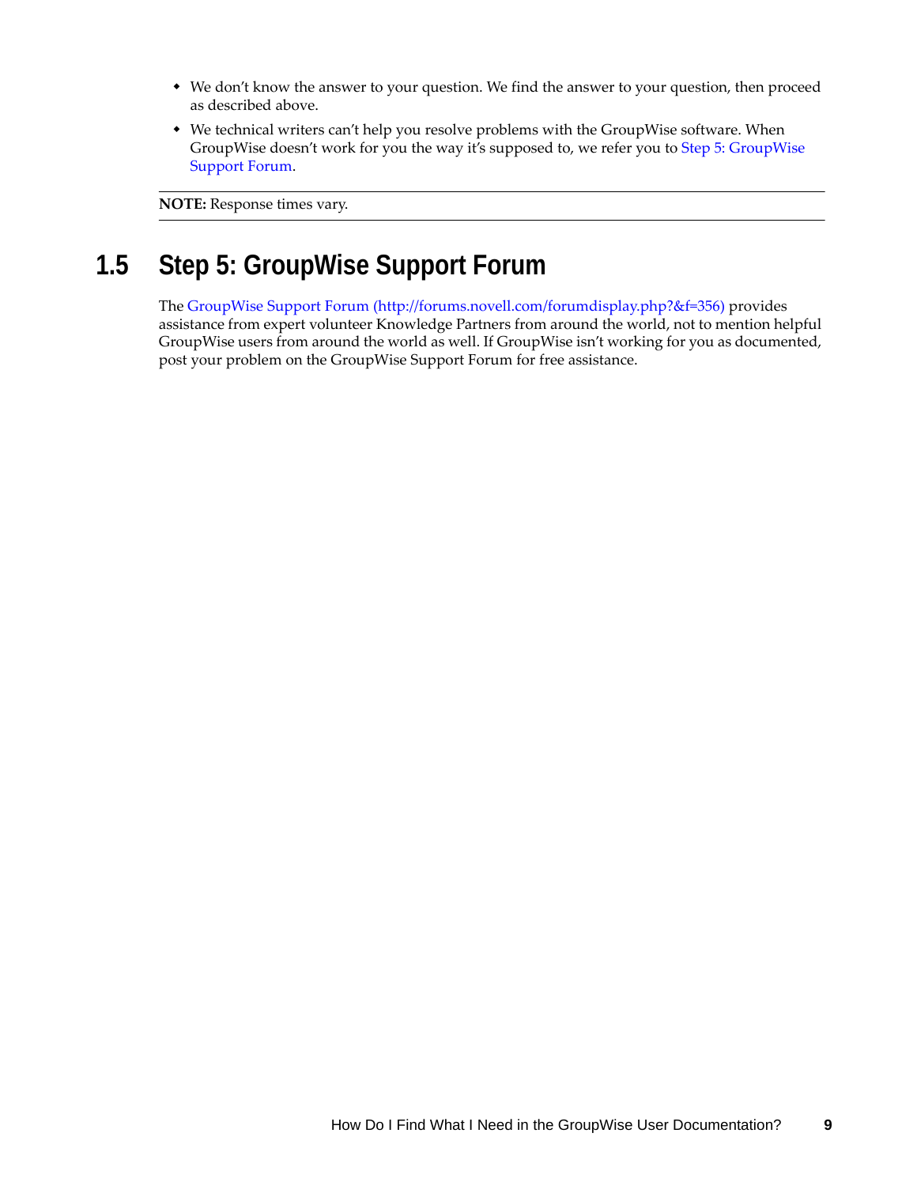- We don't know the answer to your question. We find the answer to your question, then proceed as described above.
- We technical writers can't help you resolve problems with the GroupWise software. When GroupWise doesn't work for you the way it's supposed to, we refer you to Step 5: GroupWise Support Forum.

**NOTE:** Response times vary.

## 1.5 Step 5: GroupWise Support Forum

The GroupWise Support Forum (http://forums.novell.com/forumdisplay.php?&f=356) provides assistance from expert volunteer Knowledge Partners from around the world, not to mention helpful GroupWise users from around the world as well. If GroupWise isn't working for you as documented, post your problem on the GroupWise Support Forum for free assistance.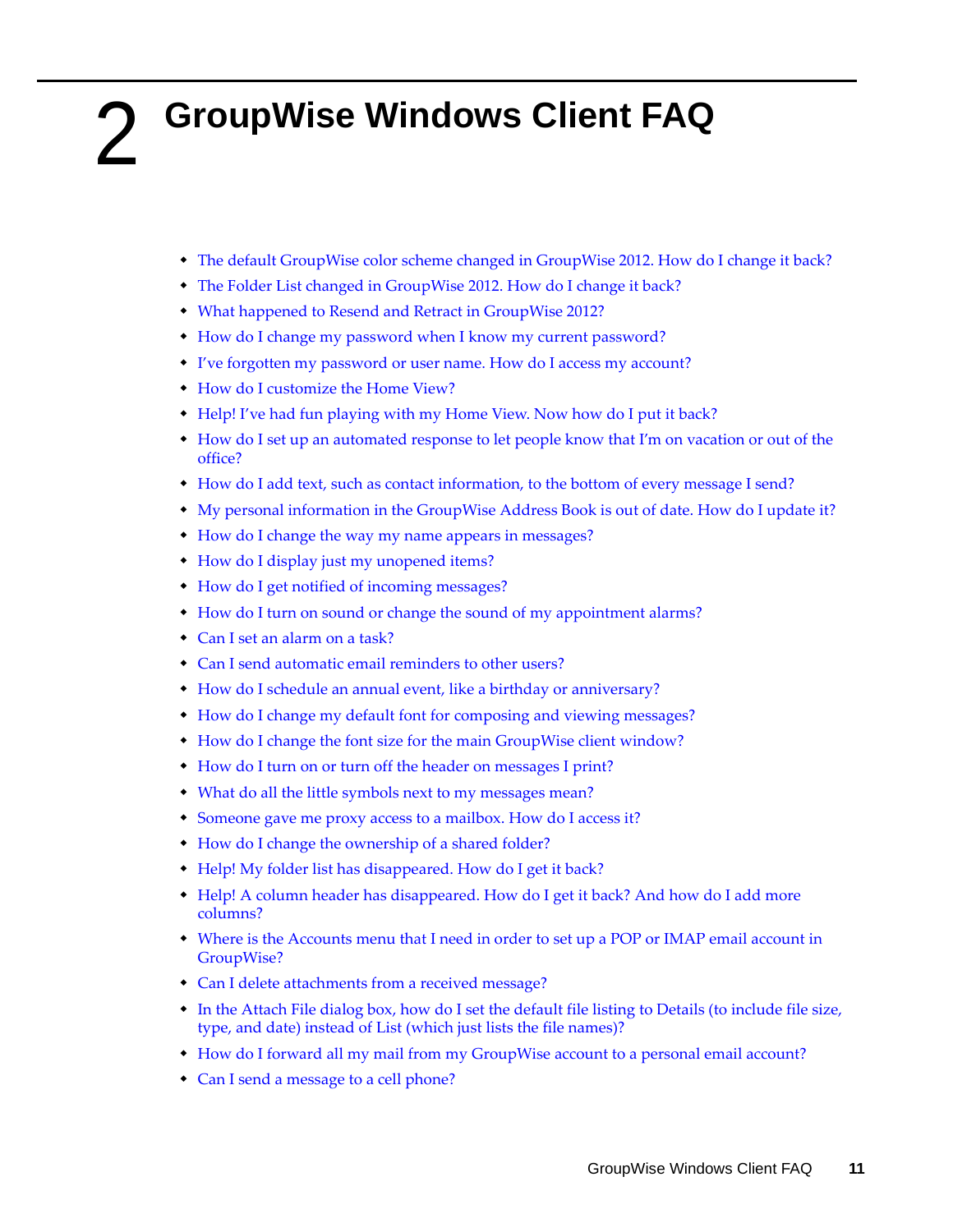# 2 GroupWise Windows Client FAQ

- The default GroupWise color scheme changed in GroupWise 2012. How do I change it back?
- The Folder List changed in GroupWise 2012. How do I change it back?
- What happened to Resend and Retract in GroupWise 2012?
- How do I change my password when I know my current password?
- I've forgotten my password or user name. How do I access my account?
- How do I customize the Home View?
- Help! I've had fun playing with my Home View. Now how do I put it back?
- How do I set up an automated response to let people know that I'm on vacation or out of the office?
- How do I add text, such as contact information, to the bottom of every message I send?
- My personal information in the GroupWise Address Book is out of date. How do I update it?
- How do I change the way my name appears in messages?
- How do I display just my unopened items?
- How do I get notified of incoming messages?
- How do I turn on sound or change the sound of my appointment alarms?
- Can I set an alarm on a task?
- Can I send automatic email reminders to other users?
- How do I schedule an annual event, like a birthday or anniversary?
- How do I change my default font for composing and viewing messages?
- How do I change the font size for the main GroupWise client window?
- How do I turn on or turn off the header on messages I print?
- What do all the little symbols next to my messages mean?
- Someone gave me proxy access to a mailbox. How do I access it?
- How do I change the ownership of a shared folder?
- Help! My folder list has disappeared. How do I get it back?
- Help! A column header has disappeared. How do I get it back? And how do I add more columns?
- Where is the Accounts menu that I need in order to set up a POP or IMAP email account in GroupWise?
- Can I delete attachments from a received message?
- In the Attach File dialog box, how do I set the default file listing to Details (to include file size, type, and date) instead of List (which just lists the file names)?
- How do I forward all my mail from my GroupWise account to a personal email account?
- Can I send a message to a cell phone?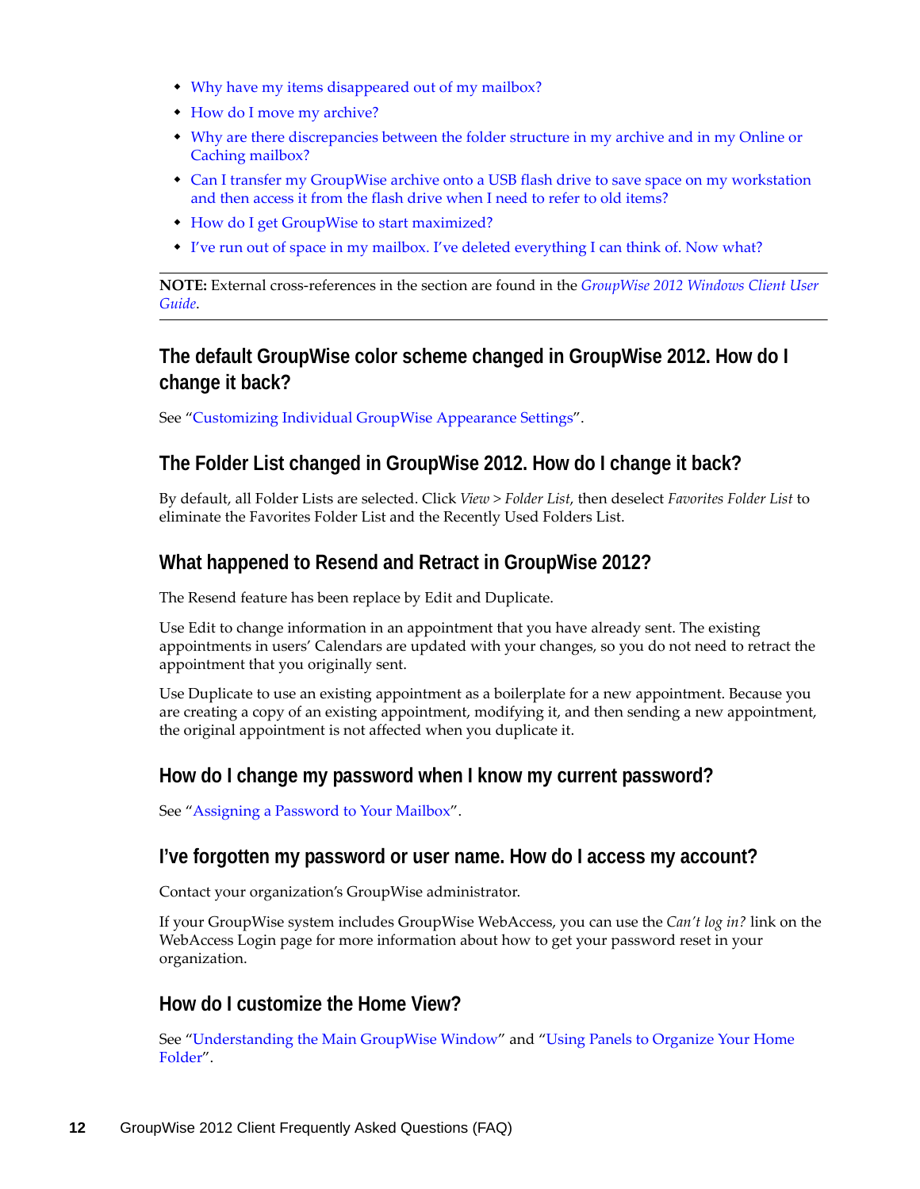- Why have my items disappeared out of my mailbox?
- How do I move my archive?
- Why are there discrepancies between the folder structure in my archive and in my Online or Caching mailbox?
- Can I transfer my GroupWise archive onto a USB flash drive to save space on my workstation and then access it from the flash drive when I need to refer to old items?
- How do I get GroupWise to start maximized?
- I've run out of space in my mailbox. I've deleted everything I can think of. Now what?

---

**NOTE:** External cross-references in the section are found in the *GroupWise 2012 Windows Client User Guide*.

---

## The default GroupWise color scheme changed in GroupWise 2012. How do I change it back?

See "Customizing Individual GroupWise Appearance Settings".

## The Folder List changed in GroupWise 2012. How do I change it back?

By default, all Folder Lists are selected. Click *View* > *Folder List*, then deselect *Favorites Folder List* to eliminate the Favorites Folder List and the Recently Used Folders List.

## What happened to Resend and Retract in GroupWise 2012?

The Resend feature has been replace by Edit and Duplicate.

Use Edit to change information in an appointment that you have already sent. The existing appointments in users' Calendars are updated with your changes, so you do not need to retract the appointment that you originally sent.

Use Duplicate to use an existing appointment as a boilerplate for a new appointment. Because you are creating a copy of an existing appointment, modifying it, and then sending a new appointment, the original appointment is not affected when you duplicate it.

## How do I change my password when I know my current password?

See "Assigning a Password to Your Mailbox".

## I've forgotten my password or user name. How do I access my account?

Contact your organization's GroupWise administrator.

If your GroupWise system includes GroupWise WebAccess, you can use the *Can't log in?* link on the WebAccess Login page for more information about how to get your password reset in your organization.

## How do I customize the Home View?

See "Understanding the Main GroupWise Window" and "Using Panels to Organize Your Home Folder".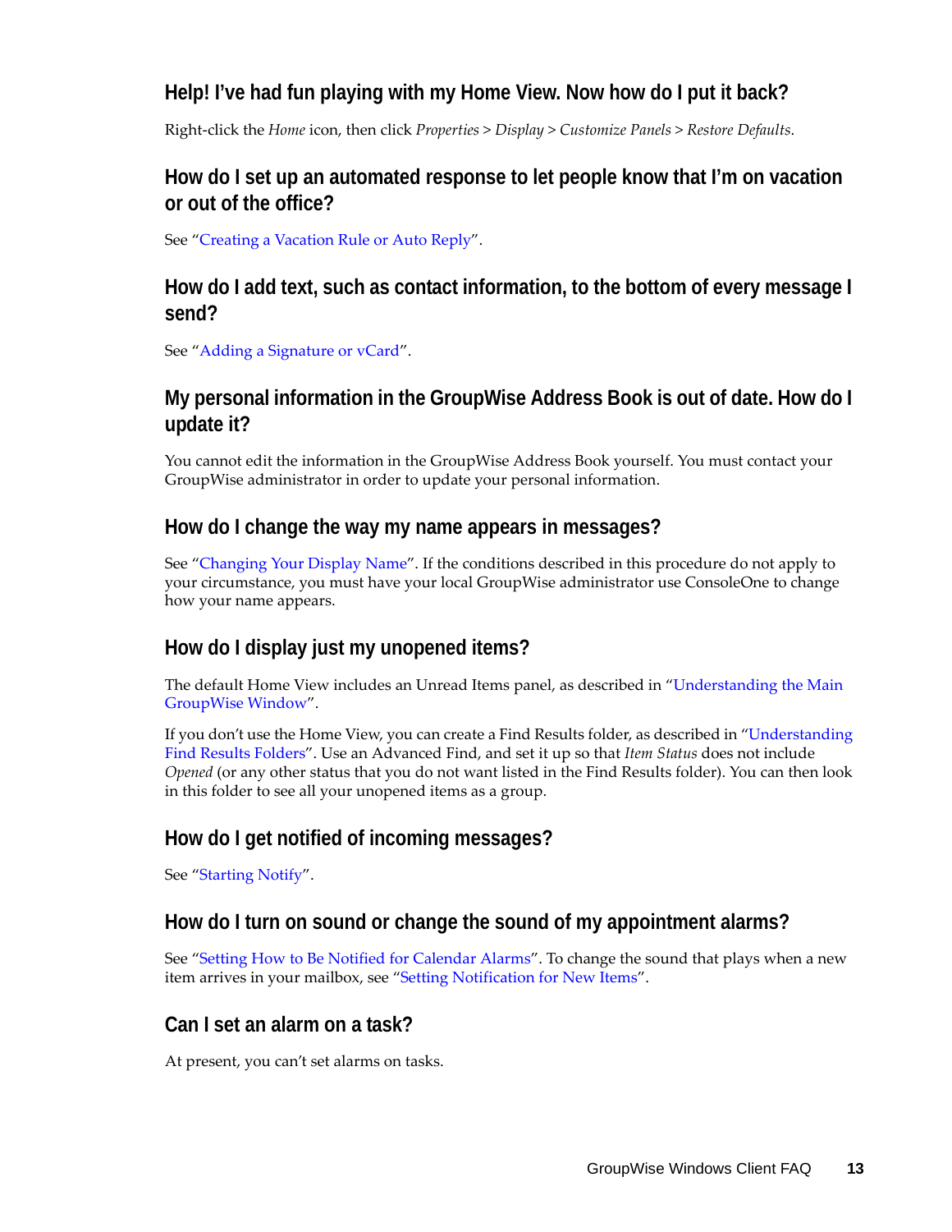### Help! I've had fun playing with my Home View. Now how do I put it back?

Right-click the *Home* icon, then click *Properties* > *Display* > *Customize Panels* > *Restore Defaults*.

### How do I set up an automated response to let people know that I'm on vacation or out of the office?

See "Creating a Vacation Rule or Auto Reply".

### How do I add text, such as contact information, to the bottom of every message I send?

See "Adding a Signature or vCard".

### My personal information in the GroupWise Address Book is out of date. How do I update it?

You cannot edit the information in the GroupWise Address Book yourself. You must contact your GroupWise administrator in order to update your personal information.

### How do I change the way my name appears in messages?

See "Changing Your Display Name". If the conditions described in this procedure do not apply to your circumstance, you must have your local GroupWise administrator use ConsoleOne to change how your name appears.

### How do I display just my unopened items?

The default Home View includes an Unread Items panel, as described in "Understanding the Main GroupWise Window".

If you don't use the Home View, you can create a Find Results folder, as described in "Understanding Find Results Folders". Use an Advanced Find, and set it up so that *Item Status* does not include *Opened* (or any other status that you do not want listed in the Find Results folder). You can then look in this folder to see all your unopened items as a group.

### How do I get notified of incoming messages?

See "Starting Notify".

### How do I turn on sound or change the sound of my appointment alarms?

See "Setting How to Be Notified for Calendar Alarms". To change the sound that plays when a new item arrives in your mailbox, see "Setting Notification for New Items".

### Can I set an alarm on a task?

At present, you can't set alarms on tasks.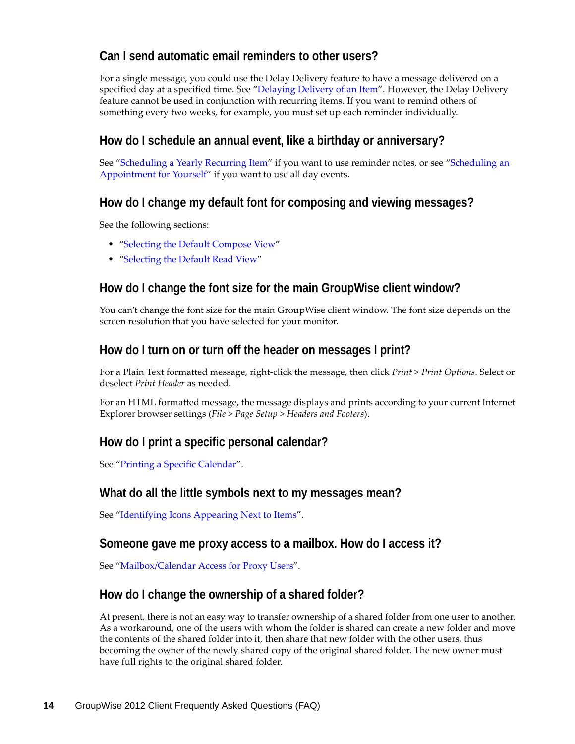## Can I send automatic email reminders to other users?

For a single message, you could use the Delay Delivery feature to have a message delivered on a specified day at a specified time. See "Delaying Delivery of an Item". However, the Delay Delivery feature cannot be used in conjunction with recurring items. If you want to remind others of something every two weeks, for example, you must set up each reminder individually.

## How do I schedule an annual event, like a birthday or anniversary?

See "Scheduling a Yearly Recurring Item" if you want to use reminder notes, or see "Scheduling an Appointment for Yourself" if you want to use all day events.

## How do I change my default font for composing and viewing messages?

See the following sections:

- "Selecting the Default Compose View"
- "Selecting the Default Read View"

## How do I change the font size for the main GroupWise client window?

You can't change the font size for the main GroupWise client window. The font size depends on the screen resolution that you have selected for your monitor.

## How do I turn on or turn off the header on messages I print?

For a Plain Text formatted message, right-click the message, then click *Print* > *Print Options*. Select or deselect *Print Header* as needed.

For an HTML formatted message, the message displays and prints according to your current Internet Explorer browser settings (*File* > *Page Setup* > *Headers and Footers*).

## How do I print a specific personal calendar?

See "Printing a Specific Calendar".

## What do all the little symbols next to my messages mean?

See "Identifying Icons Appearing Next to Items".

## Someone gave me proxy access to a mailbox. How do I access it?

See "Mailbox/Calendar Access for Proxy Users".

## How do I change the ownership of a shared folder?

At present, there is not an easy way to transfer ownership of a shared folder from one user to another. As a workaround, one of the users with whom the folder is shared can create a new folder and move the contents of the shared folder into it, then share that new folder with the other users, thus becoming the owner of the newly shared copy of the original shared folder. The new owner must have full rights to the original shared folder.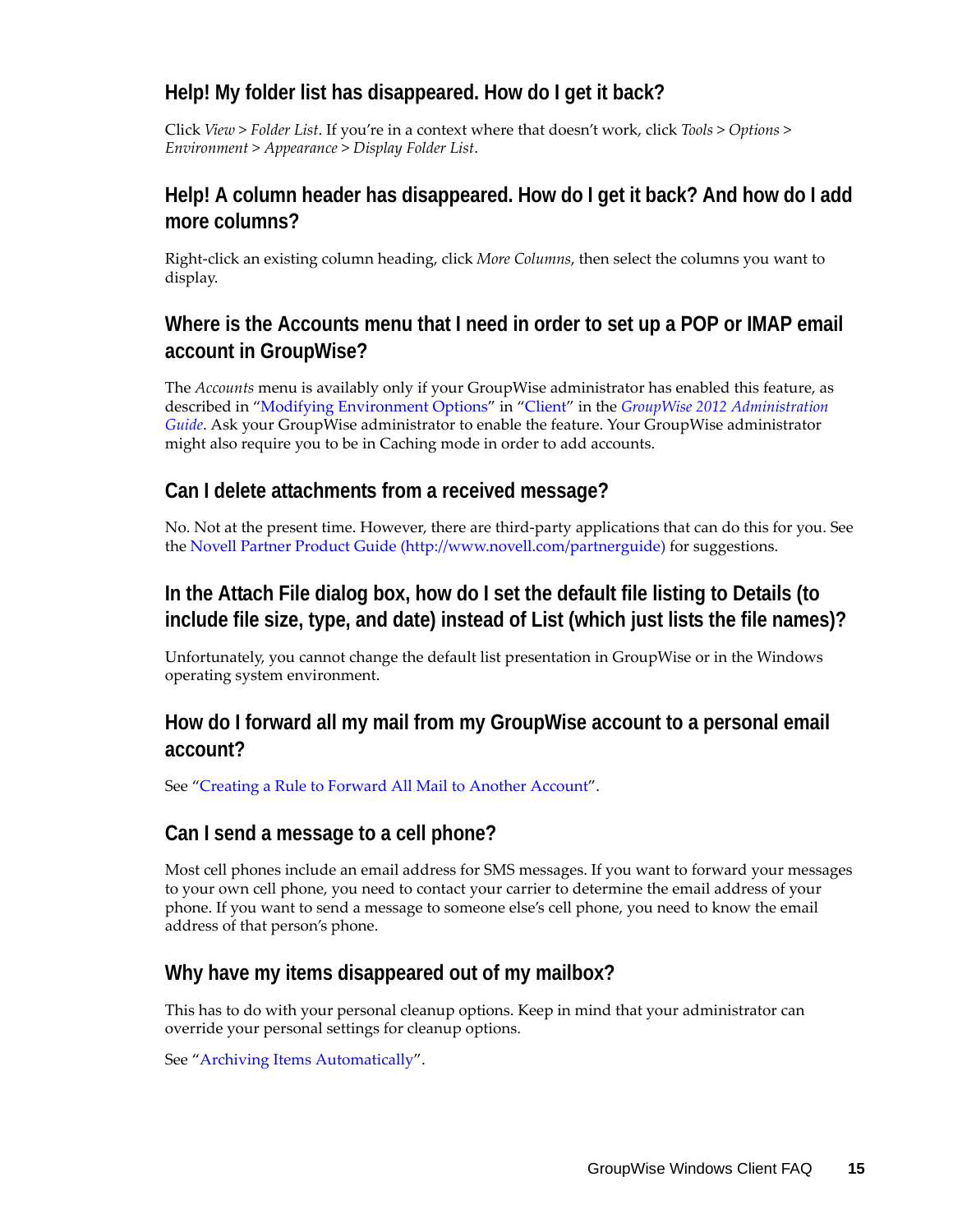### Help! My folder list has disappeared. How do I get it back?

Click *View* > *Folder List*. If you're in a context where that doesn't work, click *Tools* > *Options* > *Environment* > *Appearance* > *Display Folder List*.

### Help! A column header has disappeared. How do I get it back? And how do I add more columns?

Right-click an existing column heading, click *More Columns*, then select the columns you want to display.

### Where is the Accounts menu that I need in order to set up a POP or IMAP email account in GroupWise?

The *Accounts* menu is availably only if your GroupWise administrator has enabled this feature, as described in "Modifying Environment Options" in "Client" in the *GroupWise 2012 Administration Guide*. Ask your GroupWise administrator to enable the feature. Your GroupWise administrator might also require you to be in Caching mode in order to add accounts.

### Can I delete attachments from a received message?

No. Not at the present time. However, there are third-party applications that can do this for you. See the Novell Partner Product Guide (http://www.novell.com/partnerguide) for suggestions.

### In the Attach File dialog box, how do I set the default file listing to Details (to include file size, type, and date) instead of List (which just lists the file names)?

Unfortunately, you cannot change the default list presentation in GroupWise or in the Windows operating system environment.

### How do I forward all my mail from my GroupWise account to a personal email account?

See "Creating a Rule to Forward All Mail to Another Account".

### Can I send a message to a cell phone?

Most cell phones include an email address for SMS messages. If you want to forward your messages to your own cell phone, you need to contact your carrier to determine the email address of your phone. If you want to send a message to someone else's cell phone, you need to know the email address of that person's phone.

### Why have my items disappeared out of my mailbox?

This has to do with your personal cleanup options. Keep in mind that your administrator can override your personal settings for cleanup options.

See "Archiving Items Automatically".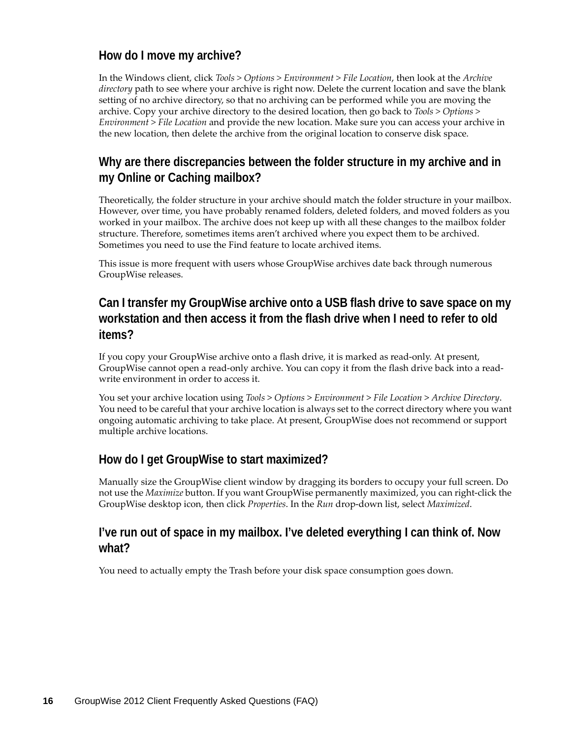### How do I move my archive?

In the Windows client, click *Tools* > *Options* > *Environment* > *File Location*, then look at the *Archive directory* path to see where your archive is right now. Delete the current location and save the blank setting of no archive directory, so that no archiving can be performed while you are moving the archive. Copy your archive directory to the desired location, then go back to *Tools* > *Options* > *Environment* > *File Location* and provide the new location. Make sure you can access your archive in the new location, then delete the archive from the original location to conserve disk space.

### Why are there discrepancies between the folder structure in my archive and in my Online or Caching mailbox?

Theoretically, the folder structure in your archive should match the folder structure in your mailbox. However, over time, you have probably renamed folders, deleted folders, and moved folders as you worked in your mailbox. The archive does not keep up with all these changes to the mailbox folder structure. Therefore, sometimes items aren't archived where you expect them to be archived. Sometimes you need to use the Find feature to locate archived items.

This issue is more frequent with users whose GroupWise archives date back through numerous GroupWise releases.

### Can I transfer my GroupWise archive onto a USB flash drive to save space on my workstation and then access it from the flash drive when I need to refer to old items?

If you copy your GroupWise archive onto a flash drive, it is marked as read-only. At present, GroupWise cannot open a read-only archive. You can copy it from the flash drive back into a read-write environment in order to access it.

You set your archive location using *Tools* > *Options* > *Environment* > *File Location* > *Archive Directory*. You need to be careful that your archive location is always set to the correct directory where you want ongoing automatic archiving to take place. At present, GroupWise does not recommend or support multiple archive locations.

### How do I get GroupWise to start maximized?

Manually size the GroupWise client window by dragging its borders to occupy your full screen. Do not use the *Maximize* button. If you want GroupWise permanently maximized, you can right-click the GroupWise desktop icon, then click *Properties*. In the *Run* drop-down list, select *Maximized*.

### I've run out of space in my mailbox. I've deleted everything I can think of. Now what?

You need to actually empty the Trash before your disk space consumption goes down.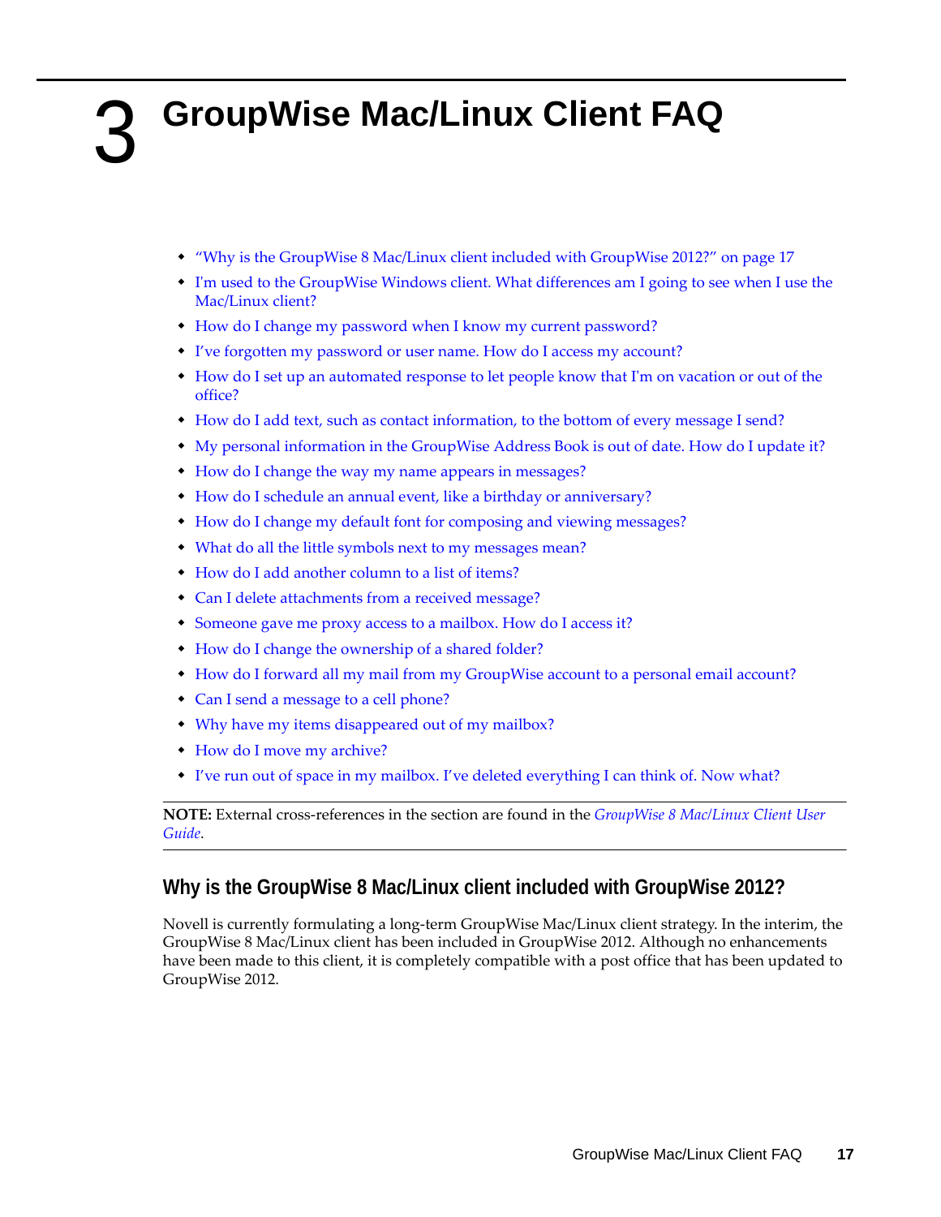# 3 GroupWise Mac/Linux Client FAQ

- "Why is the GroupWise 8 Mac/Linux client included with GroupWise 2012?" on page 17
- I'm used to the GroupWise Windows client. What differences am I going to see when I use the Mac/Linux client?
- How do I change my password when I know my current password?
- I've forgotten my password or user name. How do I access my account?
- How do I set up an automated response to let people know that I'm on vacation or out of the office?
- How do I add text, such as contact information, to the bottom of every message I send?
- My personal information in the GroupWise Address Book is out of date. How do I update it?
- How do I change the way my name appears in messages?
- How do I schedule an annual event, like a birthday or anniversary?
- How do I change my default font for composing and viewing messages?
- What do all the little symbols next to my messages mean?
- How do I add another column to a list of items?
- Can I delete attachments from a received message?
- Someone gave me proxy access to a mailbox. How do I access it?
- How do I change the ownership of a shared folder?
- How do I forward all my mail from my GroupWise account to a personal email account?
- Can I send a message to a cell phone?
- Why have my items disappeared out of my mailbox?
- How do I move my archive?
- I've run out of space in my mailbox. I've deleted everything I can think of. Now what?

**NOTE:** External cross-references in the section are found in the *GroupWise 8 Mac/Linux Client User Guide*.

## Why is the GroupWise 8 Mac/Linux client included with GroupWise 2012?

Novell is currently formulating a long-term GroupWise Mac/Linux client strategy. In the interim, the GroupWise 8 Mac/Linux client has been included in GroupWise 2012. Although no enhancements have been made to this client, it is completely compatible with a post office that has been updated to GroupWise 2012.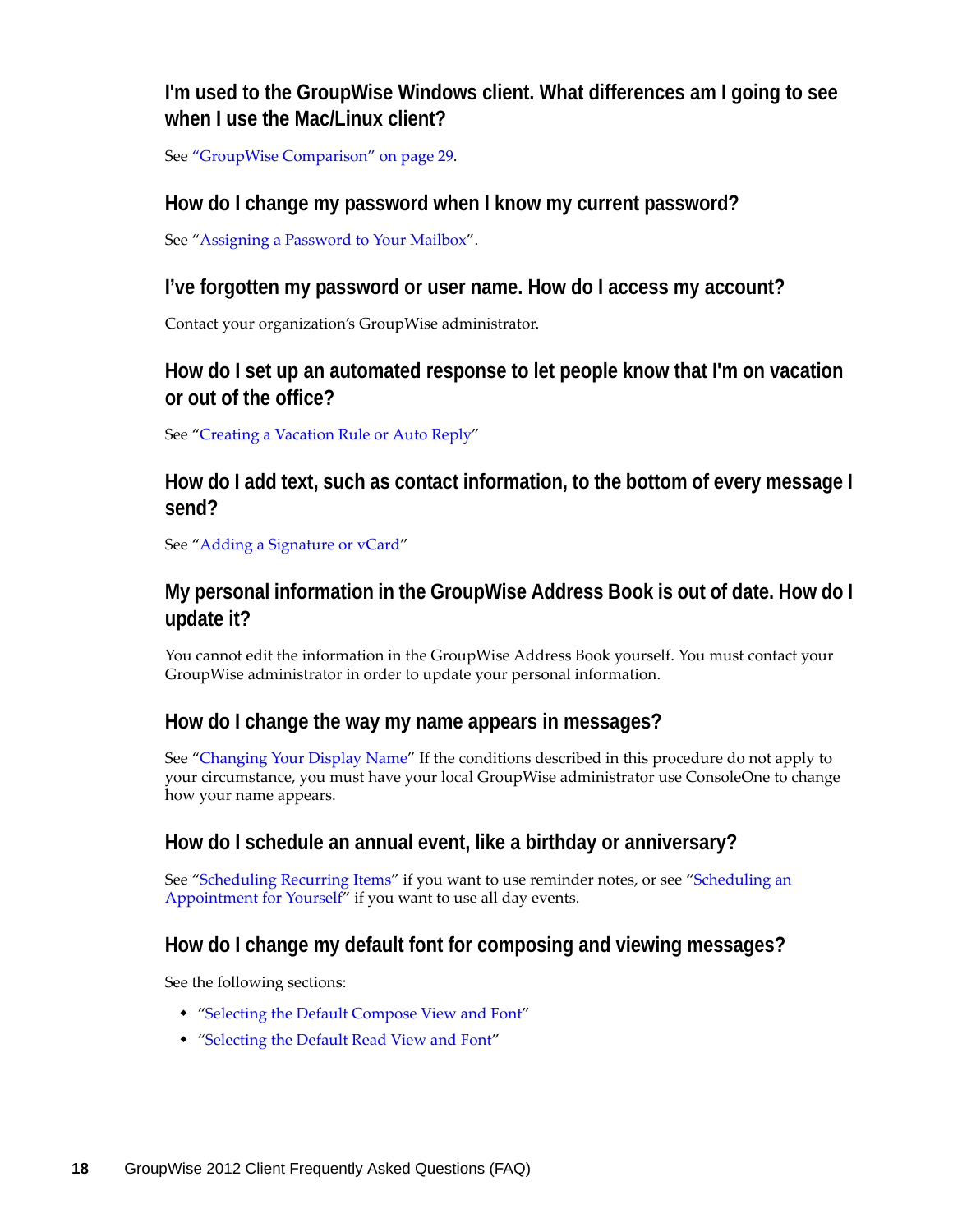### I'm used to the GroupWise Windows client. What differences am I going to see when I use the Mac/Linux client?

See "GroupWise Comparison" on page 29.

### How do I change my password when I know my current password?

See "Assigning a Password to Your Mailbox".

### I've forgotten my password or user name. How do I access my account?

Contact your organization's GroupWise administrator.

### How do I set up an automated response to let people know that I'm on vacation or out of the office?

See "Creating a Vacation Rule or Auto Reply"

### How do I add text, such as contact information, to the bottom of every message I send?

See "Adding a Signature or vCard"

### My personal information in the GroupWise Address Book is out of date. How do I update it?

You cannot edit the information in the GroupWise Address Book yourself. You must contact your GroupWise administrator in order to update your personal information.

### How do I change the way my name appears in messages?

See "Changing Your Display Name" If the conditions described in this procedure do not apply to your circumstance, you must have your local GroupWise administrator use ConsoleOne to change how your name appears.

### How do I schedule an annual event, like a birthday or anniversary?

See "Scheduling Recurring Items" if you want to use reminder notes, or see "Scheduling an Appointment for Yourself" if you want to use all day events.

### How do I change my default font for composing and viewing messages?

See the following sections:

- "Selecting the Default Compose View and Font"
- "Selecting the Default Read View and Font"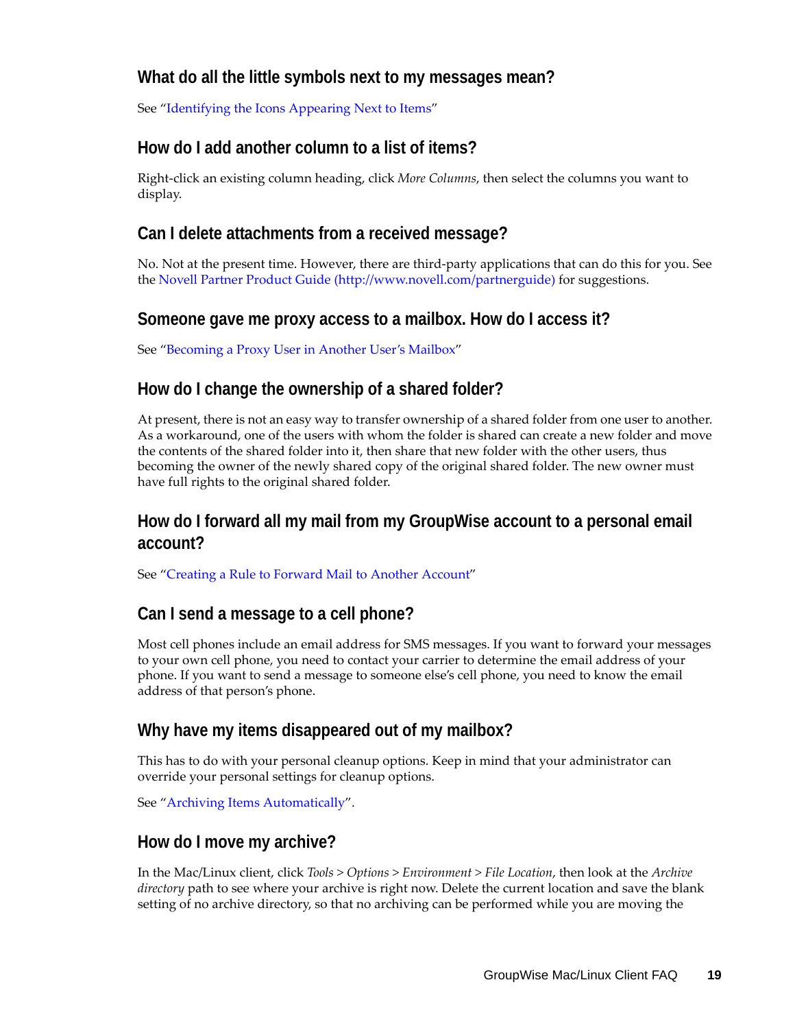### What do all the little symbols next to my messages mean?

See "Identifying the Icons Appearing Next to Items"

### How do I add another column to a list of items?

Right-click an existing column heading, click *More Columns*, then select the columns you want to display.

### Can I delete attachments from a received message?

No. Not at the present time. However, there are third-party applications that can do this for you. See the Novell Partner Product Guide (http://www.novell.com/partnerguide) for suggestions.

### Someone gave me proxy access to a mailbox. How do I access it?

See "Becoming a Proxy User in Another User's Mailbox"

### How do I change the ownership of a shared folder?

At present, there is not an easy way to transfer ownership of a shared folder from one user to another. As a workaround, one of the users with whom the folder is shared can create a new folder and move the contents of the shared folder into it, then share that new folder with the other users, thus becoming the owner of the newly shared copy of the original shared folder. The new owner must have full rights to the original shared folder.

### How do I forward all my mail from my GroupWise account to a personal email account?

See "Creating a Rule to Forward Mail to Another Account"

### Can I send a message to a cell phone?

Most cell phones include an email address for SMS messages. If you want to forward your messages to your own cell phone, you need to contact your carrier to determine the email address of your phone. If you want to send a message to someone else's cell phone, you need to know the email address of that person's phone.

### Why have my items disappeared out of my mailbox?

This has to do with your personal cleanup options. Keep in mind that your administrator can override your personal settings for cleanup options.

See "Archiving Items Automatically".

### How do I move my archive?

In the Mac/Linux client, click *Tools* > *Options* > *Environment* > *File Location*, then look at the *Archive directory* path to see where your archive is right now. Delete the current location and save the blank setting of no archive directory, so that no archiving can be performed while you are moving the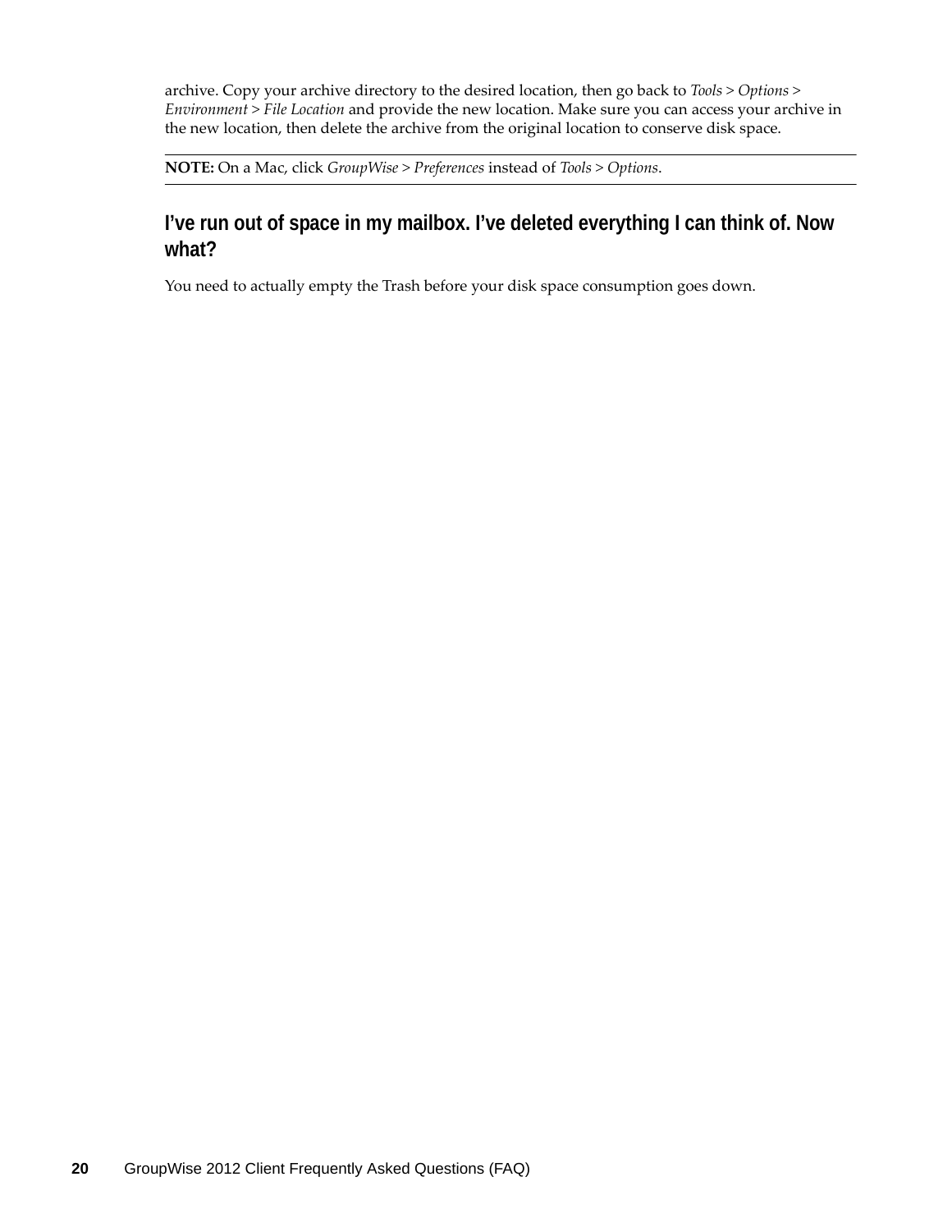archive. Copy your archive directory to the desired location, then go back to *Tools > Options > Environment > File Location* and provide the new location. Make sure you can access your archive in the new location, then delete the archive from the original location to conserve disk space.

**NOTE:** On a Mac, click *GroupWise > Preferences* instead of *Tools > Options*.

## I've run out of space in my mailbox. I've deleted everything I can think of. Now what?

You need to actually empty the Trash before your disk space consumption goes down.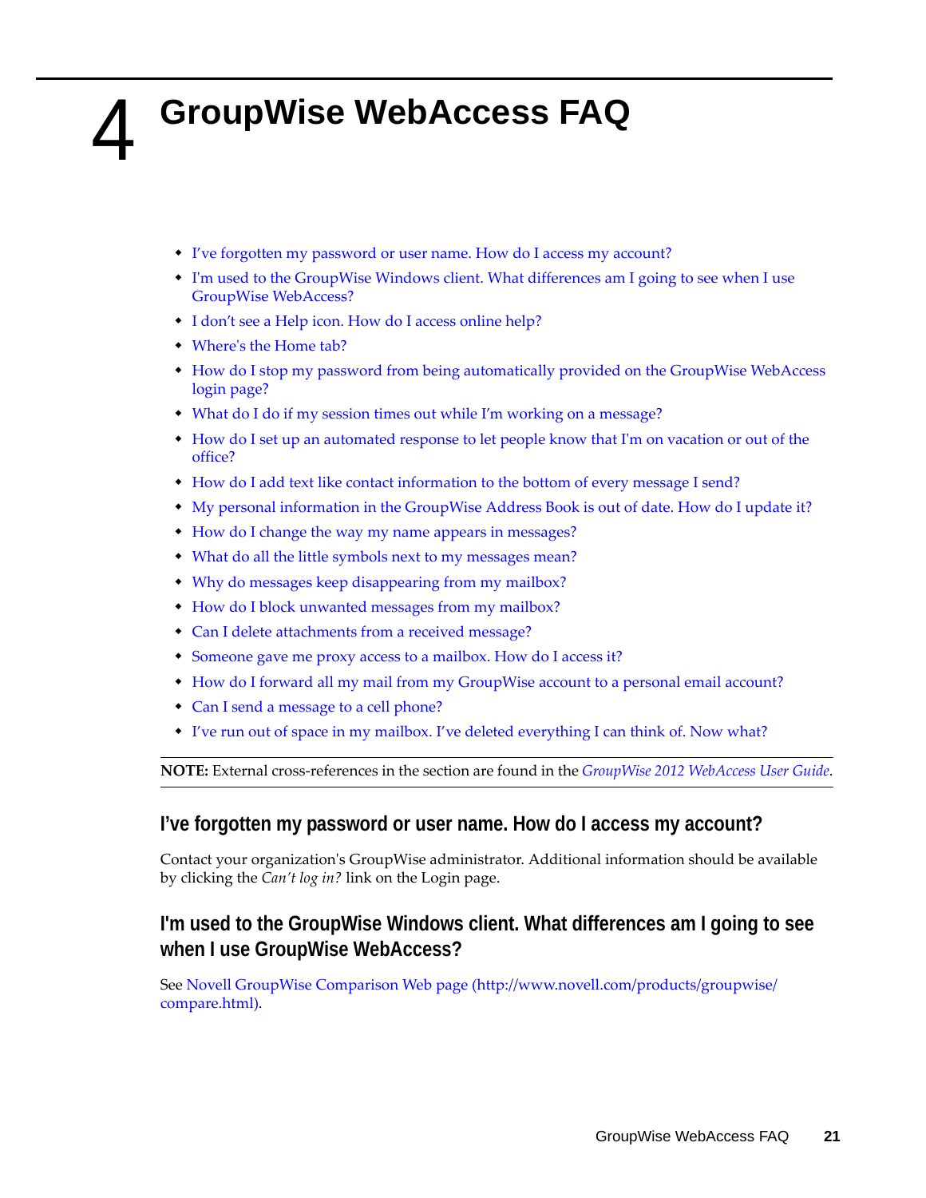# 4 GroupWise WebAccess FAQ

- I've forgotten my password or user name. How do I access my account?
- I'm used to the GroupWise Windows client. What differences am I going to see when I use GroupWise WebAccess?
- I don't see a Help icon. How do I access online help?
- Where's the Home tab?
- How do I stop my password from being automatically provided on the GroupWise WebAccess login page?
- What do I do if my session times out while I'm working on a message?
- How do I set up an automated response to let people know that I'm on vacation or out of the office?
- How do I add text like contact information to the bottom of every message I send?
- My personal information in the GroupWise Address Book is out of date. How do I update it?
- How do I change the way my name appears in messages?
- What do all the little symbols next to my messages mean?
- Why do messages keep disappearing from my mailbox?
- How do I block unwanted messages from my mailbox?
- Can I delete attachments from a received message?
- Someone gave me proxy access to a mailbox. How do I access it?
- How do I forward all my mail from my GroupWise account to a personal email account?
- Can I send a message to a cell phone?
- I've run out of space in my mailbox. I've deleted everything I can think of. Now what?

**NOTE:** External cross-references in the section are found in the *GroupWise 2012 WebAccess User Guide*.

## I've forgotten my password or user name. How do I access my account?

Contact your organization's GroupWise administrator. Additional information should be available by clicking the *Can't log in?* link on the Login page.

## I'm used to the GroupWise Windows client. What differences am I going to see when I use GroupWise WebAccess?

See Novell GroupWise Comparison Web page (http://www.novell.com/products/groupwise/compare.html).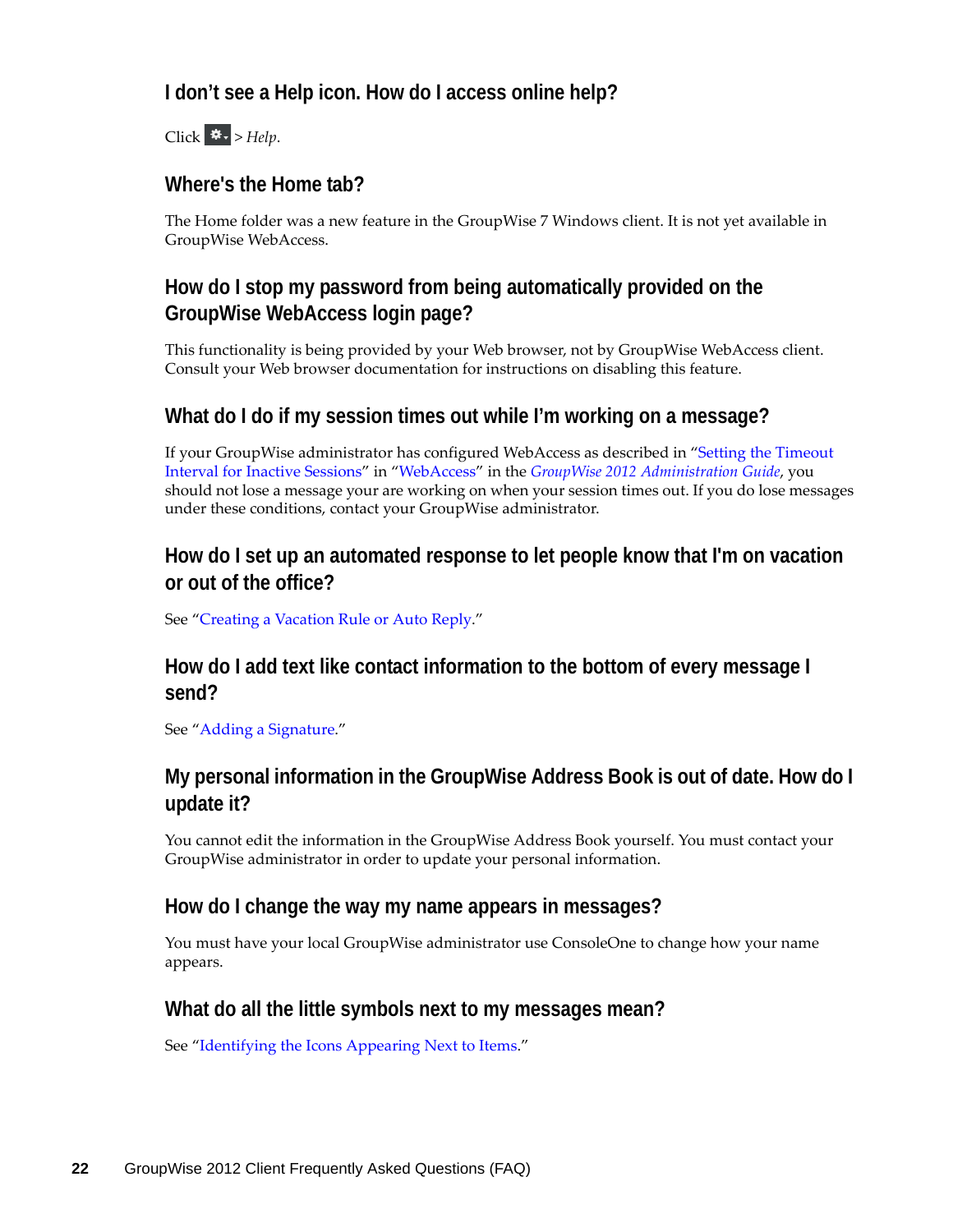### I don't see a Help icon. How do I access online help?

Click ⚙ > *Help*.

### Where's the Home tab?

The Home folder was a new feature in the GroupWise 7 Windows client. It is not yet available in GroupWise WebAccess.

### How do I stop my password from being automatically provided on the GroupWise WebAccess login page?

This functionality is being provided by your Web browser, not by GroupWise WebAccess client. Consult your Web browser documentation for instructions on disabling this feature.

### What do I do if my session times out while I'm working on a message?

If your GroupWise administrator has configured WebAccess as described in "Setting the Timeout Interval for Inactive Sessions" in "WebAccess" in the *GroupWise 2012 Administration Guide*, you should not lose a message your are working on when your session times out. If you do lose messages under these conditions, contact your GroupWise administrator.

### How do I set up an automated response to let people know that I'm on vacation or out of the office?

See "Creating a Vacation Rule or Auto Reply."

### How do I add text like contact information to the bottom of every message I send?

See "Adding a Signature."

### My personal information in the GroupWise Address Book is out of date. How do I update it?

You cannot edit the information in the GroupWise Address Book yourself. You must contact your GroupWise administrator in order to update your personal information.

### How do I change the way my name appears in messages?

You must have your local GroupWise administrator use ConsoleOne to change how your name appears.

### What do all the little symbols next to my messages mean?

See "Identifying the Icons Appearing Next to Items."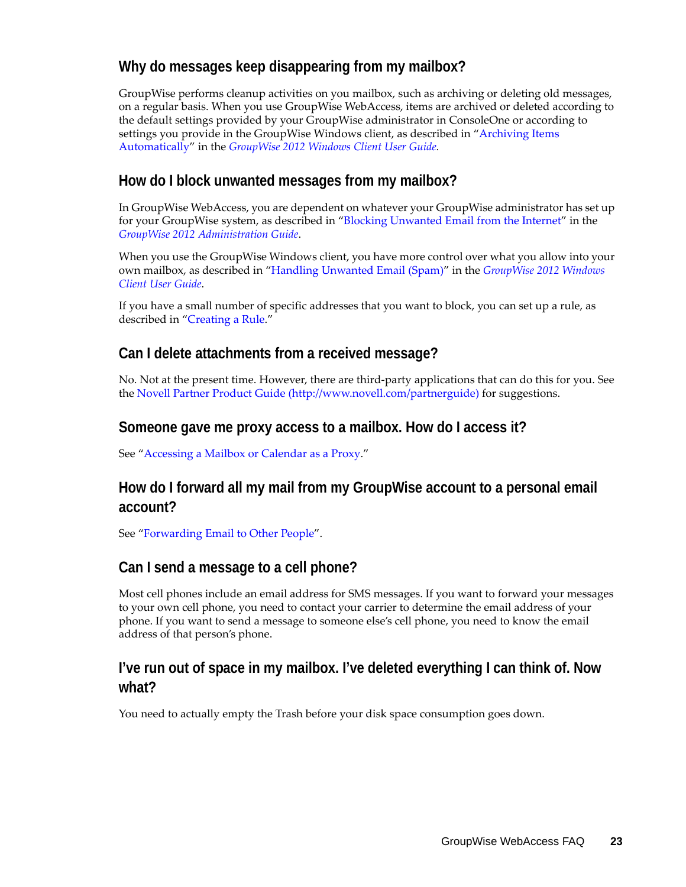## Why do messages keep disappearing from my mailbox?

GroupWise performs cleanup activities on you mailbox, such as archiving or deleting old messages, on a regular basis. When you use GroupWise WebAccess, items are archived or deleted according to the default settings provided by your GroupWise administrator in ConsoleOne or according to settings you provide in the GroupWise Windows client, as described in "Archiving Items Automatically" in the *GroupWise 2012 Windows Client User Guide.*

## How do I block unwanted messages from my mailbox?

In GroupWise WebAccess, you are dependent on whatever your GroupWise administrator has set up for your GroupWise system, as described in "Blocking Unwanted Email from the Internet" in the *GroupWise 2012 Administration Guide*.

When you use the GroupWise Windows client, you have more control over what you allow into your own mailbox, as described in "Handling Unwanted Email (Spam)" in the *GroupWise 2012 Windows Client User Guide*.

If you have a small number of specific addresses that you want to block, you can set up a rule, as described in "Creating a Rule."

## Can I delete attachments from a received message?

No. Not at the present time. However, there are third-party applications that can do this for you. See the Novell Partner Product Guide (http://www.novell.com/partnerguide) for suggestions.

## Someone gave me proxy access to a mailbox. How do I access it?

See "Accessing a Mailbox or Calendar as a Proxy."

## How do I forward all my mail from my GroupWise account to a personal email account?

See "Forwarding Email to Other People".

## Can I send a message to a cell phone?

Most cell phones include an email address for SMS messages. If you want to forward your messages to your own cell phone, you need to contact your carrier to determine the email address of your phone. If you want to send a message to someone else's cell phone, you need to know the email address of that person's phone.

## I've run out of space in my mailbox. I've deleted everything I can think of. Now what?

You need to actually empty the Trash before your disk space consumption goes down.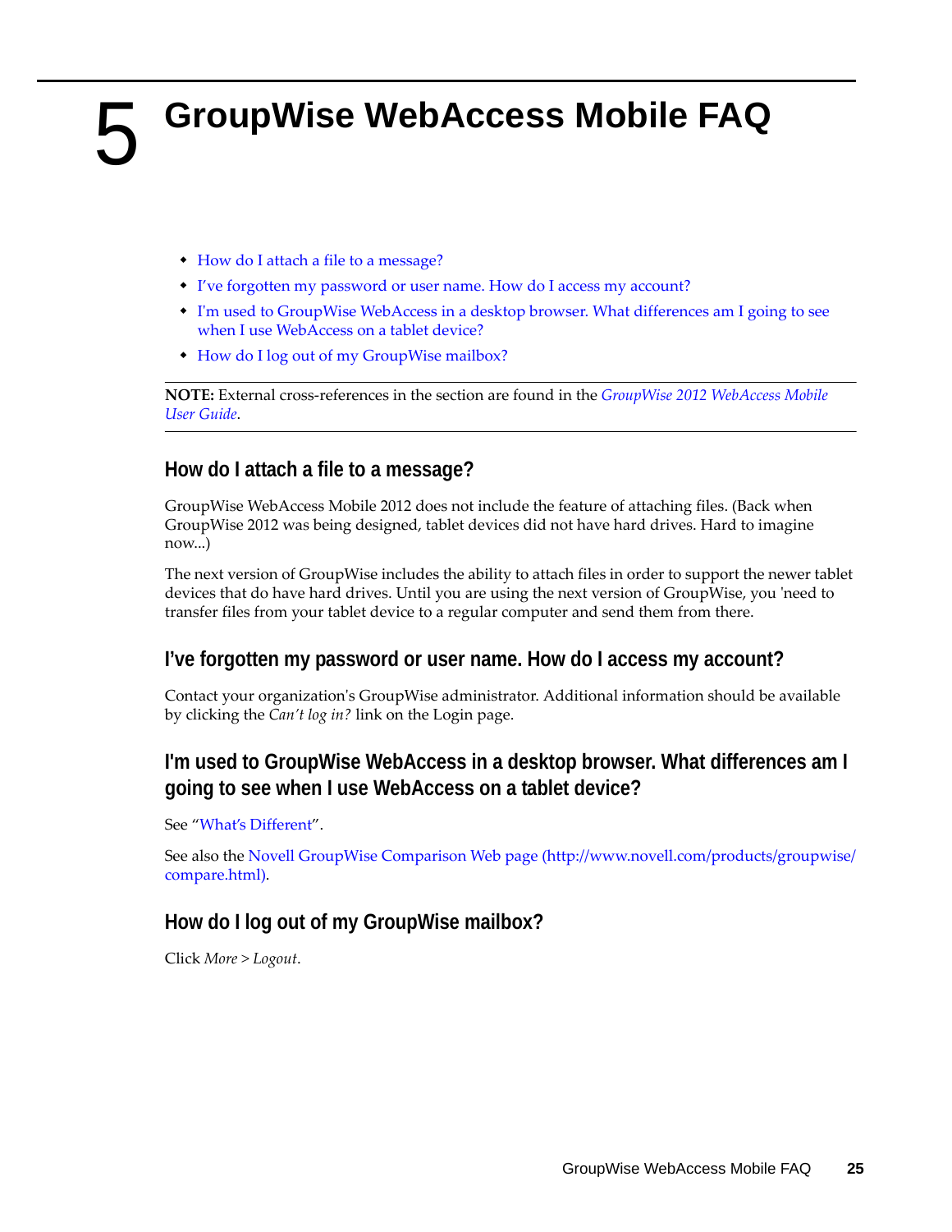# 5 GroupWise WebAccess Mobile FAQ

- How do I attach a file to a message?
- I've forgotten my password or user name. How do I access my account?
- I'm used to GroupWise WebAccess in a desktop browser. What differences am I going to see when I use WebAccess on a tablet device?
- How do I log out of my GroupWise mailbox?

**NOTE:** External cross-references in the section are found in the *GroupWise 2012 WebAccess Mobile User Guide*.

## How do I attach a file to a message?

GroupWise WebAccess Mobile 2012 does not include the feature of attaching files. (Back when GroupWise 2012 was being designed, tablet devices did not have hard drives. Hard to imagine now...)

The next version of GroupWise includes the ability to attach files in order to support the newer tablet devices that do have hard drives. Until you are using the next version of GroupWise, you 'need to transfer files from your tablet device to a regular computer and send them from there.

## I've forgotten my password or user name. How do I access my account?

Contact your organization's GroupWise administrator. Additional information should be available by clicking the *Can't log in?* link on the Login page.

## I'm used to GroupWise WebAccess in a desktop browser. What differences am I going to see when I use WebAccess on a tablet device?

See "What's Different".

See also the Novell GroupWise Comparison Web page (http://www.novell.com/products/groupwise/compare.html).

## How do I log out of my GroupWise mailbox?

Click *More* > *Logout*.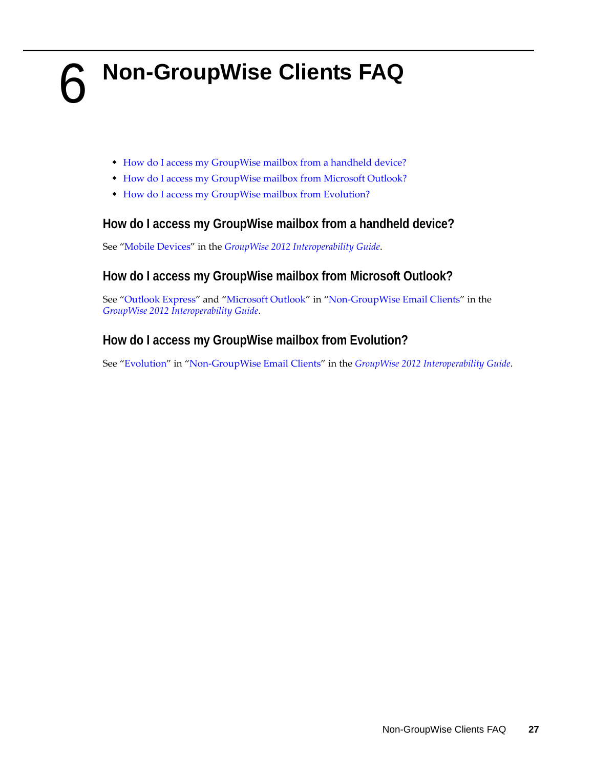# 6 Non-GroupWise Clients FAQ

- How do I access my GroupWise mailbox from a handheld device?
- How do I access my GroupWise mailbox from Microsoft Outlook?
- How do I access my GroupWise mailbox from Evolution?

## How do I access my GroupWise mailbox from a handheld device?

See “Mobile Devices” in the *GroupWise 2012 Interoperability Guide*.

## How do I access my GroupWise mailbox from Microsoft Outlook?

See “Outlook Express” and “Microsoft Outlook” in “Non-GroupWise Email Clients” in the *GroupWise 2012 Interoperability Guide*.

## How do I access my GroupWise mailbox from Evolution?

See “Evolution” in “Non-GroupWise Email Clients” in the *GroupWise 2012 Interoperability Guide*.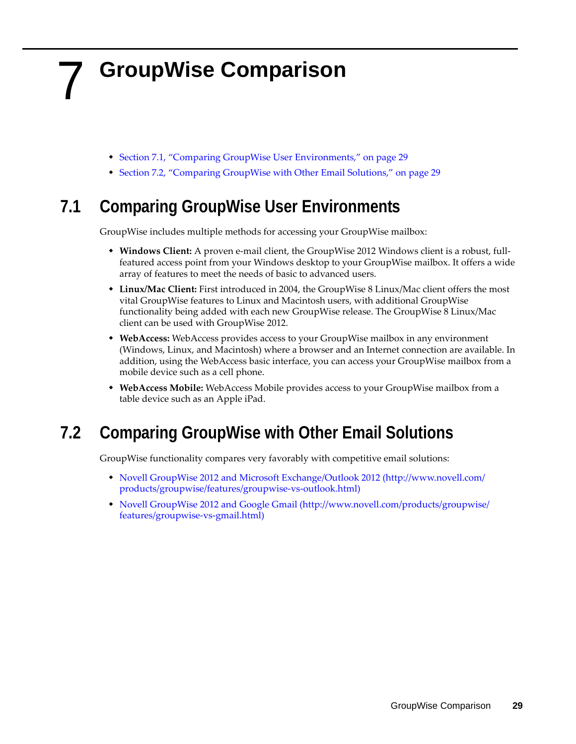# 7 GroupWise Comparison

- Section 7.1, "Comparing GroupWise User Environments," on page 29
- Section 7.2, "Comparing GroupWise with Other Email Solutions," on page 29

## 7.1 Comparing GroupWise User Environments

GroupWise includes multiple methods for accessing your GroupWise mailbox:

- **Windows Client:** A proven e-mail client, the GroupWise 2012 Windows client is a robust, full-featured access point from your Windows desktop to your GroupWise mailbox. It offers a wide array of features to meet the needs of basic to advanced users.
- **Linux/Mac Client:** First introduced in 2004, the GroupWise 8 Linux/Mac client offers the most vital GroupWise features to Linux and Macintosh users, with additional GroupWise functionality being added with each new GroupWise release. The GroupWise 8 Linux/Mac client can be used with GroupWise 2012.
- **WebAccess:** WebAccess provides access to your GroupWise mailbox in any environment (Windows, Linux, and Macintosh) where a browser and an Internet connection are available. In addition, using the WebAccess basic interface, you can access your GroupWise mailbox from a mobile device such as a cell phone.
- **WebAccess Mobile:** WebAccess Mobile provides access to your GroupWise mailbox from a table device such as an Apple iPad.

## 7.2 Comparing GroupWise with Other Email Solutions

GroupWise functionality compares very favorably with competitive email solutions:

- Novell GroupWise 2012 and Microsoft Exchange/Outlook 2012 (http://www.novell.com/products/groupwise/features/groupwise-vs-outlook.html)
- Novell GroupWise 2012 and Google Gmail (http://www.novell.com/products/groupwise/features/groupwise-vs-gmail.html)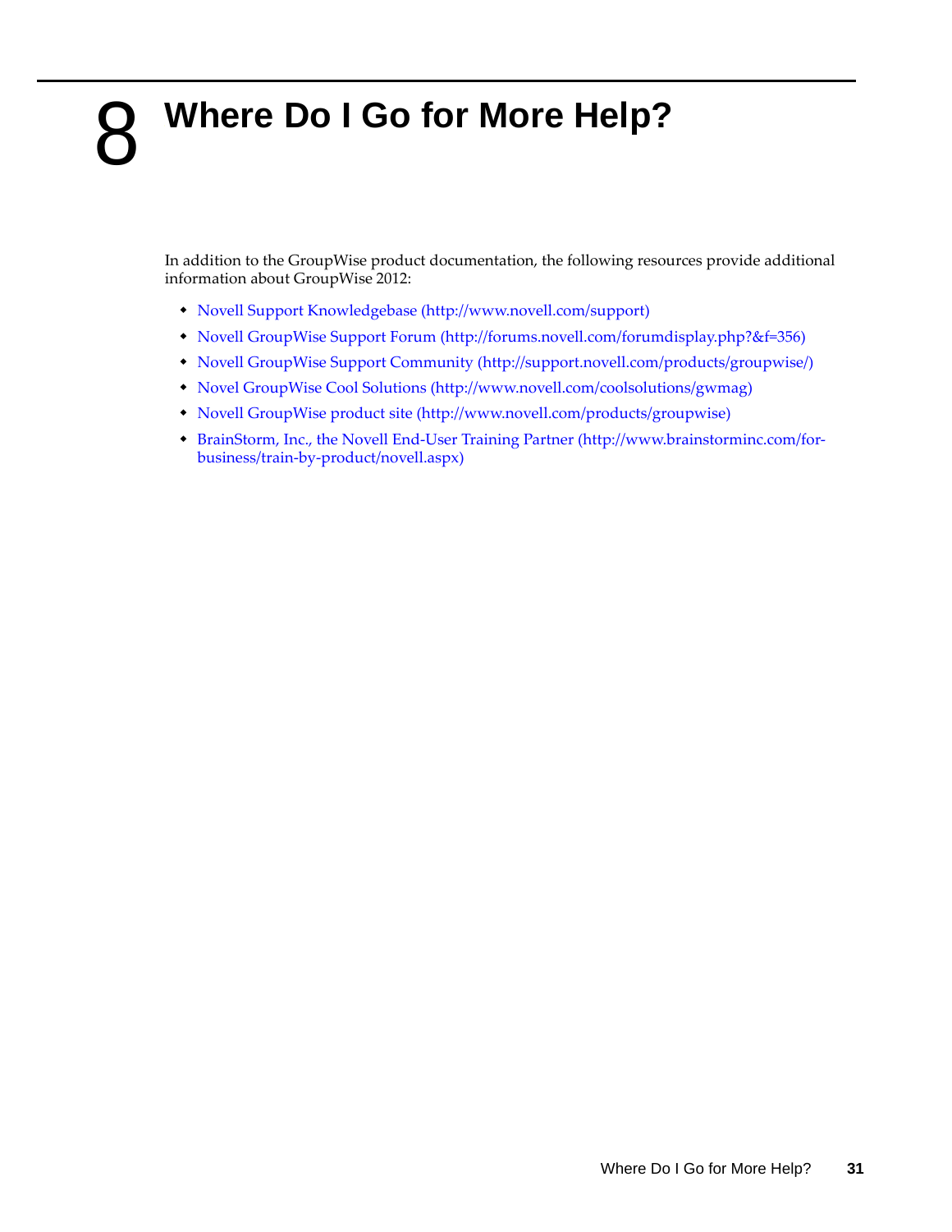# 8 Where Do I Go for More Help?

In addition to the GroupWise product documentation, the following resources provide additional information about GroupWise 2012:

- Novell Support Knowledgebase (http://www.novell.com/support)
- Novell GroupWise Support Forum (http://forums.novell.com/forumdisplay.php?&f=356)
- Novell GroupWise Support Community (http://support.novell.com/products/groupwise/)
- Novel GroupWise Cool Solutions (http://www.novell.com/coolsolutions/gwmag)
- Novell GroupWise product site (http://www.novell.com/products/groupwise)
- BrainStorm, Inc., the Novell End-User Training Partner (http://www.brainstorminc.com/for-business/train-by-product/novell.aspx)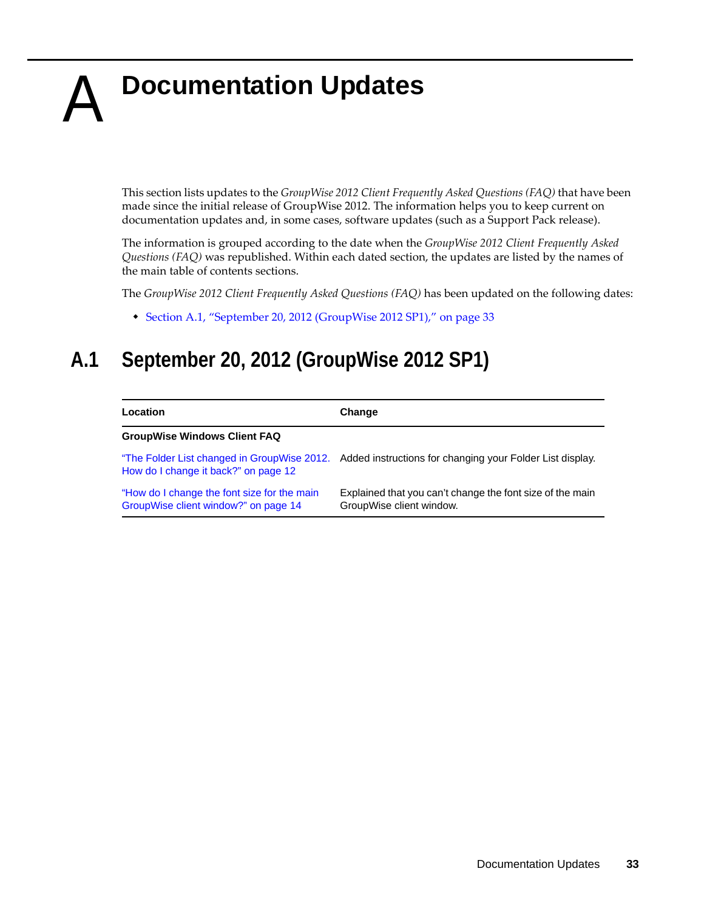# A Documentation Updates

This section lists updates to the *GroupWise 2012 Client Frequently Asked Questions (FAQ)* that have been made since the initial release of GroupWise 2012. The information helps you to keep current on documentation updates and, in some cases, software updates (such as a Support Pack release).

The information is grouped according to the date when the *GroupWise 2012 Client Frequently Asked Questions (FAQ)* was republished. Within each dated section, the updates are listed by the names of the main table of contents sections.

The *GroupWise 2012 Client Frequently Asked Questions (FAQ)* has been updated on the following dates:

- Section A.1, "September 20, 2012 (GroupWise 2012 SP1)," on page 33

## A.1 September 20, 2012 (GroupWise 2012 SP1)

| Location | Change |
|---|---|
| **GroupWise Windows Client FAQ** | |
| "The Folder List changed in GroupWise 2012. How do I change it back?" on page 12 | Added instructions for changing your Folder List display. |
| "How do I change the font size for the main GroupWise client window?" on page 14 | Explained that you can't change the font size of the main GroupWise client window. |